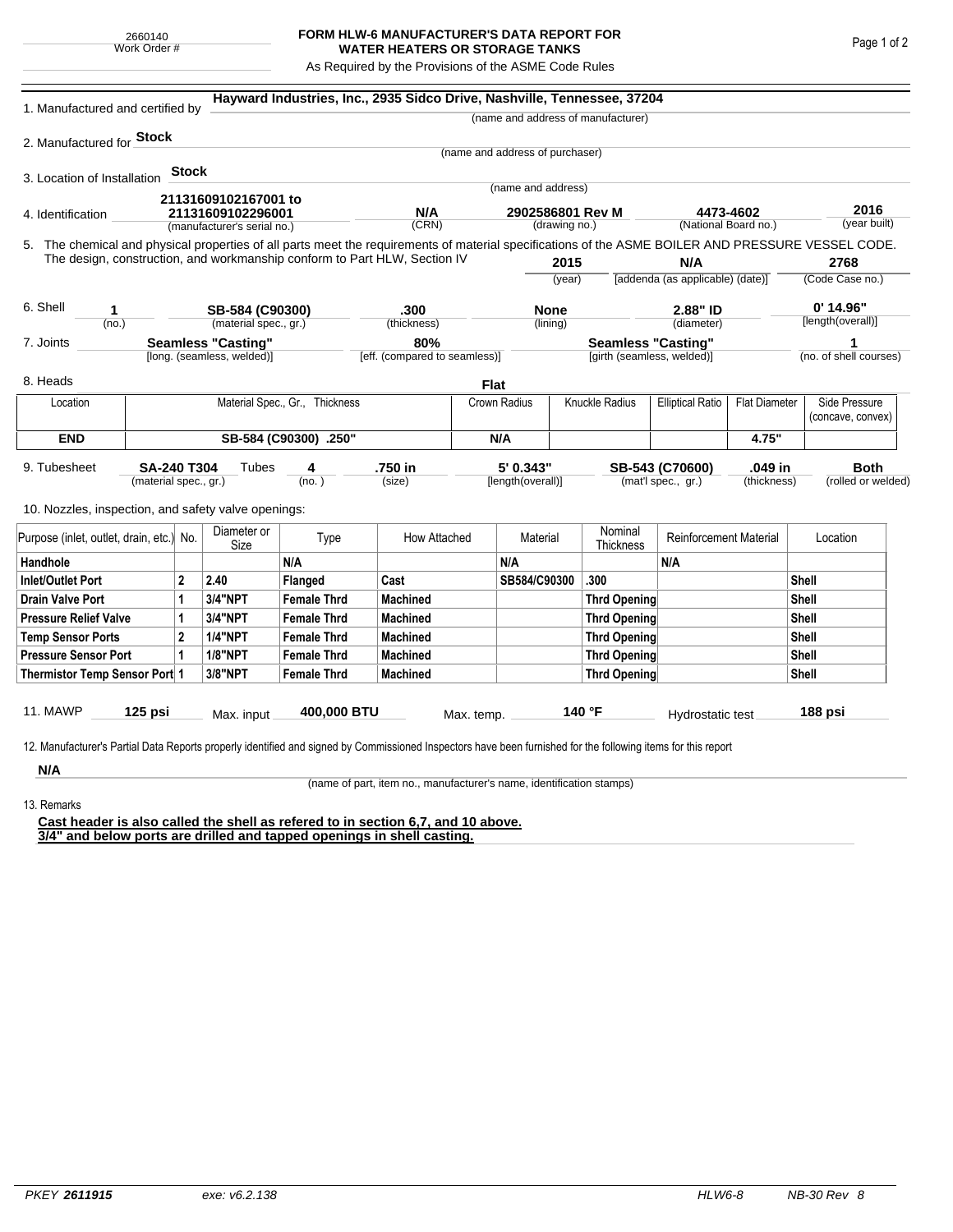2660140
Work Order #

# FORM HLW-6 MANUFACTURER'S DATA REPORT FOR WATER HEATERS OR STORAGE TANKS

As Required by the Provisions of the ASME Code Rules

1. Manufactured and certified by **Hayward Industries, Inc., 2935 Sidco Drive, Nashville, Tennessee, 37204**
(name and address of manufacturer)

2. Manufactured for **Stock**
(name and address of purchaser)

3. Location of Installation **Stock**
(name and address)

4. Identification **21131609102167001 to 21131609102296001** (manufacturer's serial no.) **N/A** (CRN) **2902586801 Rev M** (drawing no.) **4473-4602** (National Board no.) **2016** (year built)

5. The chemical and physical properties of all parts meet the requirements of material specifications of the ASME BOILER AND PRESSURE VESSEL CODE. The design, construction, and workmanship conform to Part HLW, Section IV **2015** (year) **N/A** [addenda (as applicable) (date)] **2768** (Code Case no.)

6. Shell **1** (no.) **SB-584 (C90300)** (material spec., gr.) **.300** (thickness) **None** (lining) **2.88" ID** (diameter) **0' 14.96"** [length(overall)]

7. Joints **Seamless "Casting"** [long. (seamless, welded)] **80%** [eff. (compared to seamless)] **Seamless "Casting"** [girth (seamless, welded)] **1** (no. of shell courses)

8. Heads **Flat**

| Location | Material Spec., Gr., Thickness | Crown Radius | Knuckle Radius | Elliptical Ratio | Flat Diameter | Side Pressure (concave, convex) |
|---|---|---|---|---|---|---|
| **END** | **SB-584 (C90300) .250"** | **N/A** | | | **4.75"** | |

9. Tubesheet **SA-240 T304** (material spec., gr.) Tubes **4** (no.) **.750 in** (size) **5' 0.343"** [length(overall)] **SB-543 (C70600)** (mat'l spec., gr.) **.049 in** (thickness) **Both** (rolled or welded)

10. Nozzles, inspection, and safety valve openings:

| Purpose (inlet, outlet, drain, etc.) | No. | Diameter or Size | Type | How Attached | Material | Nominal Thickness | Reinforcement Material | Location |
|---|---|---|---|---|---|---|---|---|
| **Handhole** | | | **N/A** | | **N/A** | | **N/A** | |
| **Inlet/Outlet Port** | **2** | **2.40** | **Flanged** | **Cast** | **SB584/C90300** | **.300** | | **Shell** |
| **Drain Valve Port** | **1** | **3/4"NPT** | **Female Thrd** | **Machined** | | **Thrd Opening** | | **Shell** |
| **Pressure Relief Valve** | **1** | **3/4"NPT** | **Female Thrd** | **Machined** | | **Thrd Opening** | | **Shell** |
| **Temp Sensor Ports** | **2** | **1/4"NPT** | **Female Thrd** | **Machined** | | **Thrd Opening** | | **Shell** |
| **Pressure Sensor Port** | **1** | **1/8"NPT** | **Female Thrd** | **Machined** | | **Thrd Opening** | | **Shell** |
| **Thermistor Temp Sensor Port** | **1** | **3/8"NPT** | **Female Thrd** | **Machined** | | **Thrd Opening** | | **Shell** |

11. MAWP **125 psi** Max. input **400,000 BTU** Max. temp. **140 °F** Hydrostatic test **188 psi**

12. Manufacturer's Partial Data Reports properly identified and signed by Commissioned Inspectors have been furnished for the following items for this report

**N/A**
(name of part, item no., manufacturer's name, identification stamps)

13. Remarks

**Cast header is also called the shell as refered to in section 6,7, and 10 above.**
**3/4" and below ports are drilled and tapped openings in shell casting.**

PKEY **2611915** exe: v6.2.138 HLW6-8 NB-30 Rev 8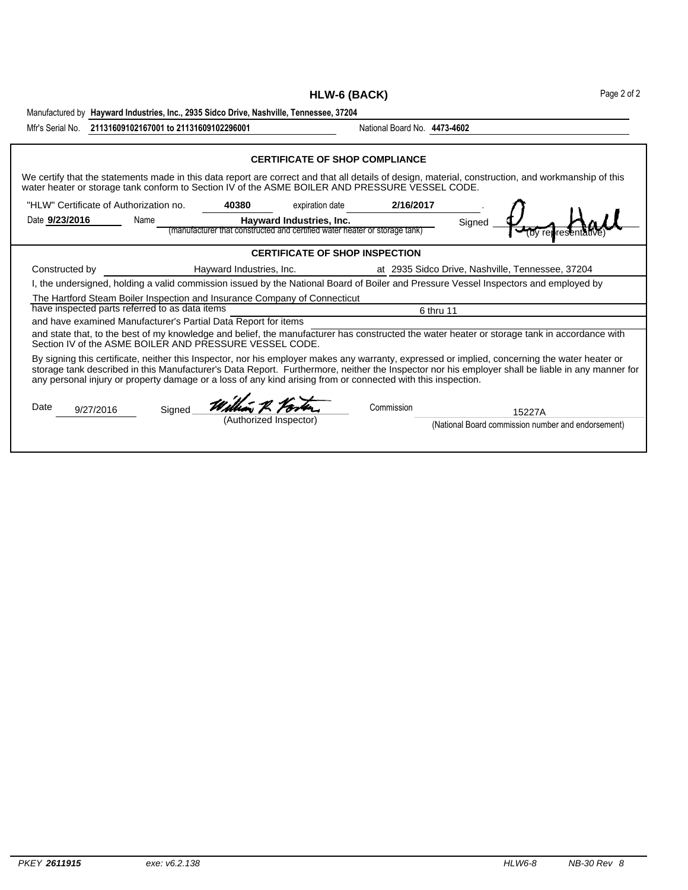# HLW-6 (BACK)

Manufactured by **Hayward Industries, Inc., 2935 Sidco Drive, Nashville, Tennessee, 37204**

Mfr's Serial No. **21131609102167001 to 21131609102296001** National Board No. **4473-4602**

## CERTIFICATE OF SHOP COMPLIANCE

We certify that the statements made in this data report are correct and that all details of design, material, construction, and workmanship of this water heater or storage tank conform to Section IV of the ASME BOILER AND PRESSURE VESSEL CODE.

"HLW" Certificate of Authorization no. **40380** expiration date **2/16/2017** .

Date **9/23/2016** Name **Hayward Industries, Inc.** (manufacturer that constructed and certified water heater or storage tank) Signed (by representative)

## CERTIFICATE OF SHOP INSPECTION

Constructed by Hayward Industries, Inc. at 2935 Sidco Drive, Nashville, Tennessee, 37204

I, the undersigned, holding a valid commission issued by the National Board of Boiler and Pressure Vessel Inspectors and employed by The Hartford Steam Boiler Inspection and Insurance Company of Connecticut have inspected parts referred to as data items 6 thru 11 and have examined Manufacturer's Partial Data Report for items and state that, to the best of my knowledge and belief, the manufacturer has constructed the water heater or storage tank in accordance with Section IV of the ASME BOILER AND PRESSURE VESSEL CODE.

By signing this certificate, neither this Inspector, nor his employer makes any warranty, expressed or implied, concerning the water heater or storage tank described in this Manufacturer's Data Report. Furthermore, neither the Inspector nor his employer shall be liable in any manner for any personal injury or property damage or a loss of any kind arising from or connected with this inspection.

Date 9/27/2016 Signed (Authorized Inspector) Commission 15227A (National Board commission number and endorsement)

PKEY 2611915 exe: v6.2.138 HLW6-8 NB-30 Rev 8